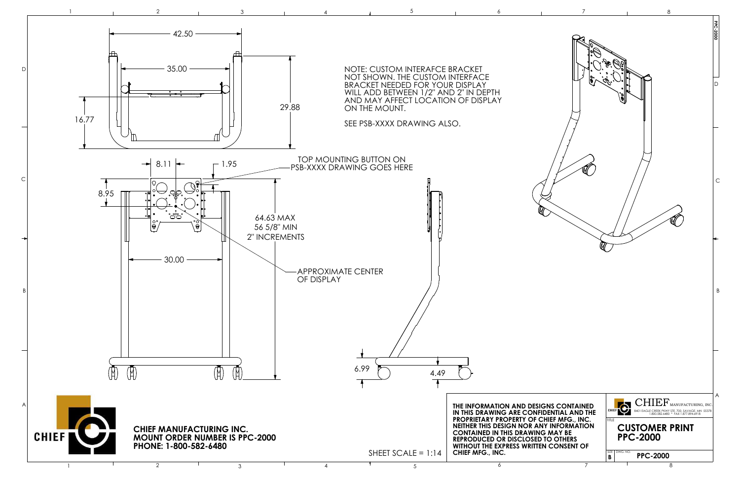NOTE: CUSTOM INTERAFCE BRACKET NOT SHOWN. THE CUSTOM INTERFACE BRACKET NEEDED FOR YOUR DISPLAY WILL ADD BETWEEN 1/2" AND 2" IN DEPTH AND MAY AFFECT LOCATION OF DISPLAY ON THE MOUNT.

SEE PSB-XXXX DRAWING ALSO.

42.50

35.00

29.88

16.77

8.11

1.95

8.95

TOP MOUNTING BUTTON ON PSB-XXXX DRAWING GOES HERE

64.63 MAX
56 5/8" MIN
2" INCREMENTS

30.00

APPROXIMATE CENTER OF DISPLAY

6.99

4.49

SHEET SCALE = 1:14

**CHIEF MANUFACTURING INC.**
**MOUNT ORDER NUMBER IS PPC-2000**
**PHONE: 1-800-582-6480**

**THE INFORMATION AND DESIGNS CONTAINED IN THIS DRAWING ARE CONFIDENTIAL AND THE PROPRIETARY PROPERTY OF CHIEF MFG., INC. NEITHER THIS DESIGN NOR ANY INFORMATION CONTAINED IN THIS DRAWING MAY BE REPRODUCED OR DISCLOSED TO OTHERS WITHOUT THE EXPRESS WRITTEN CONSENT OF CHIEF MFG., INC.**

CHIEF MANUFACTURING, INC.
8401 EAGLE CREEK PKWY STE 700, SAVAGE, MN 55378
1.800.582.6480 * FAX 1.877.894.6918

TITLE

**CUSTOMER PRINT**
**PPC-2000**

| SIZE | DWG. NO. |
| --- | --- |
| B | PPC-2000 |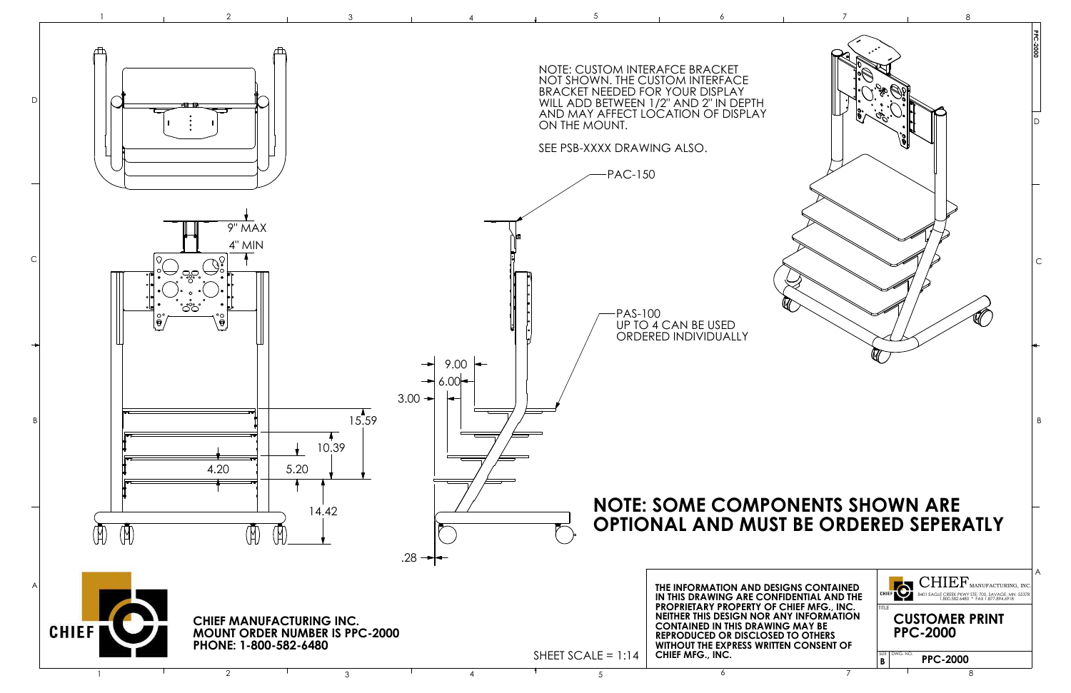NOTE: CUSTOM INTERAFCE BRACKET NOT SHOWN. THE CUSTOM INTERFACE BRACKET NEEDED FOR YOUR DISPLAY WILL ADD BETWEEN 1/2" AND 2" IN DEPTH AND MAY AFFECT LOCATION OF DISPLAY ON THE MOUNT.

SEE PSB-XXXX DRAWING ALSO.

PAC-150

PAS-100
UP TO 4 CAN BE USED
ORDERED INDIVIDUALLY

9" MAX
4" MIN

9.00
6.00
3.00

15.59
10.39
4.20
5.20
14.42

.28

## NOTE: SOME COMPONENTS SHOWN ARE OPTIONAL AND MUST BE ORDERED SEPERATLY

**CHIEF MANUFACTURING INC.**
**MOUNT ORDER NUMBER IS PPC-2000**
**PHONE: 1-800-582-6480**

SHEET SCALE = 1:14

**THE INFORMATION AND DESIGNS CONTAINED IN THIS DRAWING ARE CONFIDENTIAL AND THE PROPRIETARY PROPERTY OF CHIEF MFG., INC. NEITHER THIS DESIGN NOR ANY INFORMATION CONTAINED IN THIS DRAWING MAY BE REPRODUCED OR DISCLOSED TO OTHERS WITHOUT THE EXPRESS WRITTEN CONSENT OF CHIEF MFG., INC.**

CHIEF MANUFACTURING, INC.
8401 EAGLE CREEK PKWY STE 700, SAVAGE, MN 55378
1.800.582.6480 * FAX 1.877.894.6918

TITLE
**CUSTOMER PRINT**
**PPC-2000**

SIZE: B
DWG. NO. **PPC-2000**

PPC-2000